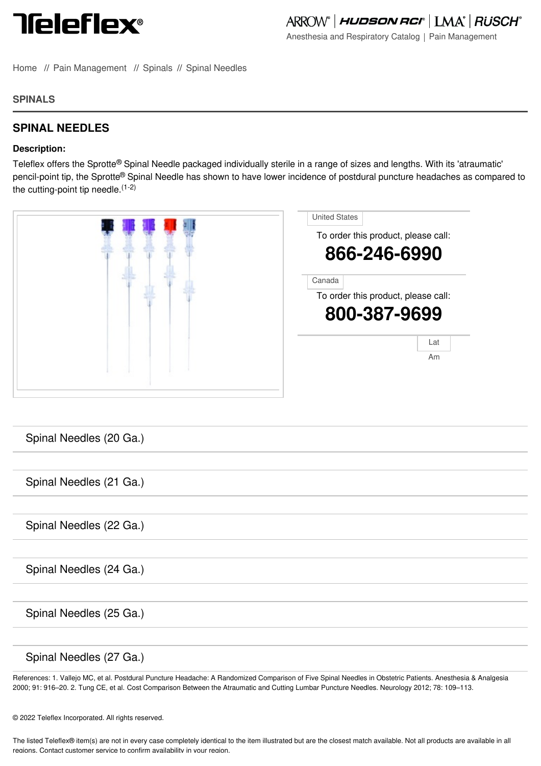Teleflex®

ARROW® | HUDSON RCI® | LMA® | RÜSCH®

Anesthesia and Respiratory Catalog | Pain Management

Home // Pain Management // Spinals // Spinal Needles

## SPINALS

## SPINAL NEEDLES

**Description:**

Teleflex offers the Sprotte® Spinal Needle packaged individually sterile in a range of sizes and lengths. With its 'atraumatic' pencil-point tip, the Sprotte® Spinal Needle has shown to have lower incidence of postdural puncture headaches as compared to the cutting-point tip needle.(1-2)

United States

To order this product, please call:

**866-246-6990**

Canada

To order this product, please call:

**800-387-9699**

Lat Am

Spinal Needles (20 Ga.)

Spinal Needles (21 Ga.)

Spinal Needles (22 Ga.)

Spinal Needles (24 Ga.)

Spinal Needles (25 Ga.)

Spinal Needles (27 Ga.)

References: 1. Vallejo MC, et al. Postdural Puncture Headache: A Randomized Comparison of Five Spinal Needles in Obstetric Patients. Anesthesia & Analgesia 2000; 91: 916–20. 2. Tung CE, et al. Cost Comparison Between the Atraumatic and Cutting Lumbar Puncture Needles. Neurology 2012; 78: 109–113.

© 2022 Teleflex Incorporated. All rights reserved.

The listed Teleflex® item(s) are not in every case completely identical to the item illustrated but are the closest match available. Not all products are available in all regions. Contact customer service to confirm availability in your region.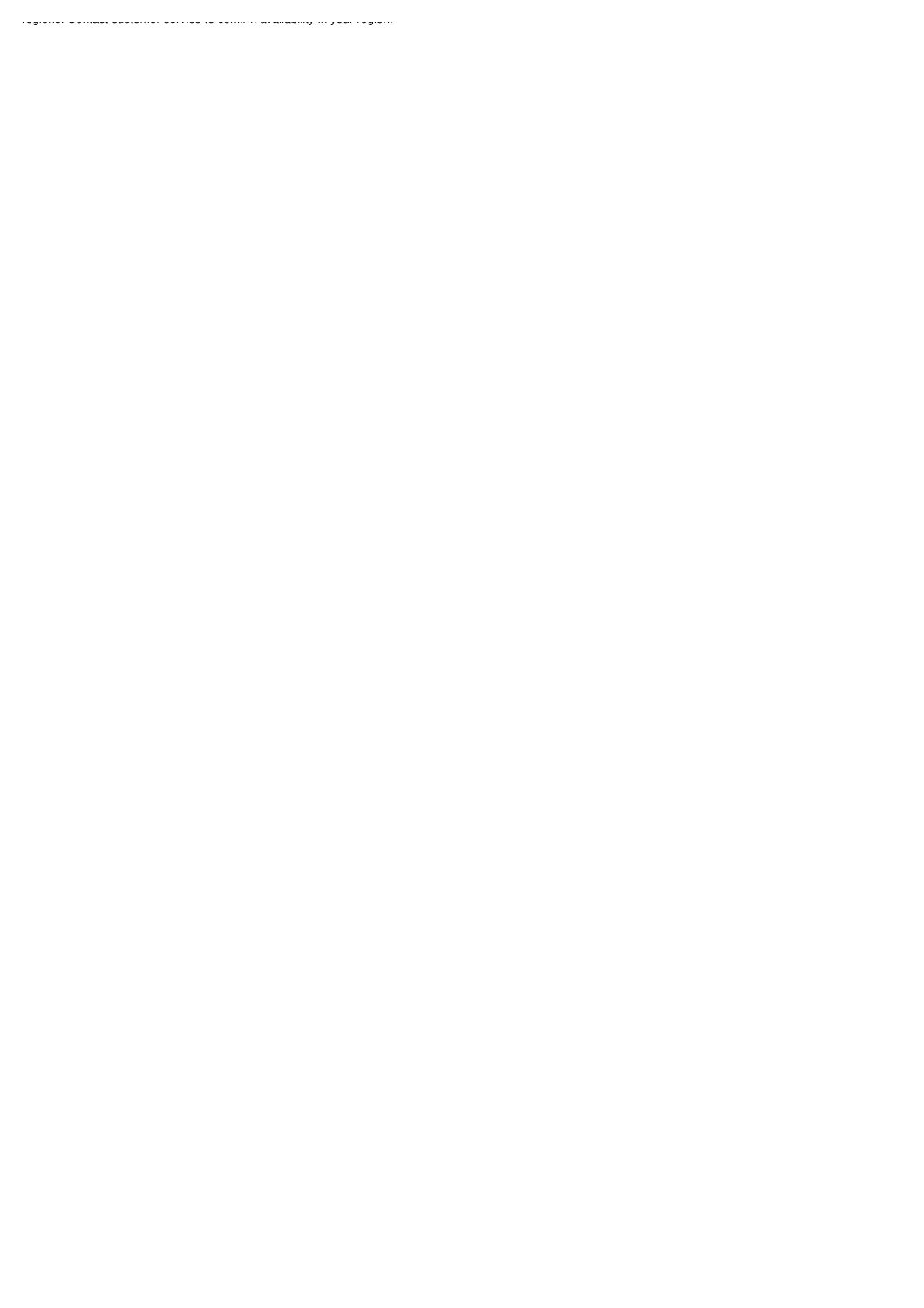regions. Contact customer service to confirm availability in your region.